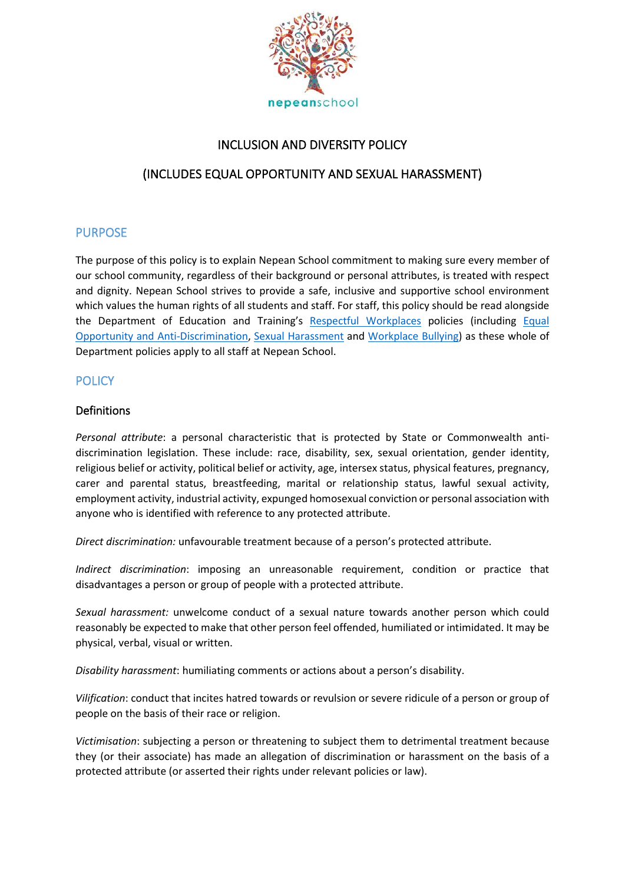nepeanschool

# INCLUSION AND DIVERSITY POLICY

# (INCLUDES EQUAL OPPORTUNITY AND SEXUAL HARASSMENT)

## PURPOSE

The purpose of this policy is to explain Nepean School commitment to making sure every member of our school community, regardless of their background or personal attributes, is treated with respect and dignity. Nepean School strives to provide a safe, inclusive and supportive school environment which values the human rights of all students and staff. For staff, this policy should be read alongside the Department of Education and Training's Respectful Workplaces policies (including Equal Opportunity and Anti-Discrimination, Sexual Harassment and Workplace Bullying) as these whole of Department policies apply to all staff at Nepean School.

## POLICY

### Definitions

*Personal attribute*: a personal characteristic that is protected by State or Commonwealth anti-discrimination legislation. These include: race, disability, sex, sexual orientation, gender identity, religious belief or activity, political belief or activity, age, intersex status, physical features, pregnancy, carer and parental status, breastfeeding, marital or relationship status, lawful sexual activity, employment activity, industrial activity, expunged homosexual conviction or personal association with anyone who is identified with reference to any protected attribute.

*Direct discrimination:* unfavourable treatment because of a person's protected attribute.

*Indirect discrimination*: imposing an unreasonable requirement, condition or practice that disadvantages a person or group of people with a protected attribute.

*Sexual harassment:* unwelcome conduct of a sexual nature towards another person which could reasonably be expected to make that other person feel offended, humiliated or intimidated. It may be physical, verbal, visual or written.

*Disability harassment*: humiliating comments or actions about a person's disability.

*Vilification*: conduct that incites hatred towards or revulsion or severe ridicule of a person or group of people on the basis of their race or religion.

*Victimisation*: subjecting a person or threatening to subject them to detrimental treatment because they (or their associate) has made an allegation of discrimination or harassment on the basis of a protected attribute (or asserted their rights under relevant policies or law).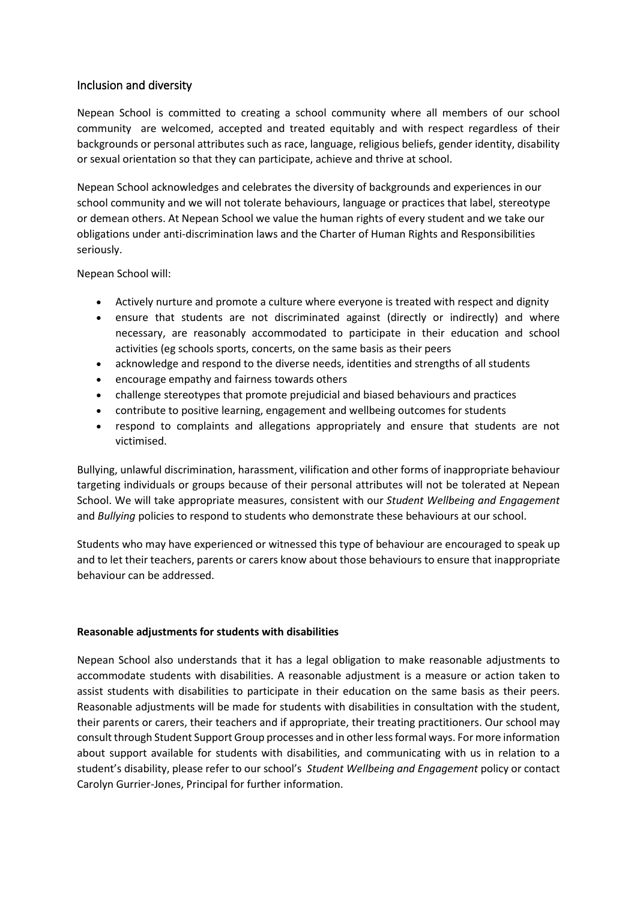## Inclusion and diversity

Nepean School is committed to creating a school community where all members of our school community are welcomed, accepted and treated equitably and with respect regardless of their backgrounds or personal attributes such as race, language, religious beliefs, gender identity, disability or sexual orientation so that they can participate, achieve and thrive at school.

Nepean School acknowledges and celebrates the diversity of backgrounds and experiences in our school community and we will not tolerate behaviours, language or practices that label, stereotype or demean others. At Nepean School we value the human rights of every student and we take our obligations under anti-discrimination laws and the Charter of Human Rights and Responsibilities seriously.

Nepean School will:

- Actively nurture and promote a culture where everyone is treated with respect and dignity
- ensure that students are not discriminated against (directly or indirectly) and where necessary, are reasonably accommodated to participate in their education and school activities (eg schools sports, concerts, on the same basis as their peers
- acknowledge and respond to the diverse needs, identities and strengths of all students
- encourage empathy and fairness towards others
- challenge stereotypes that promote prejudicial and biased behaviours and practices
- contribute to positive learning, engagement and wellbeing outcomes for students
- respond to complaints and allegations appropriately and ensure that students are not victimised.

Bullying, unlawful discrimination, harassment, vilification and other forms of inappropriate behaviour targeting individuals or groups because of their personal attributes will not be tolerated at Nepean School. We will take appropriate measures, consistent with our *Student Wellbeing and Engagement* and *Bullying* policies to respond to students who demonstrate these behaviours at our school.

Students who may have experienced or witnessed this type of behaviour are encouraged to speak up and to let their teachers, parents or carers know about those behaviours to ensure that inappropriate behaviour can be addressed.

**Reasonable adjustments for students with disabilities**

Nepean School also understands that it has a legal obligation to make reasonable adjustments to accommodate students with disabilities. A reasonable adjustment is a measure or action taken to assist students with disabilities to participate in their education on the same basis as their peers. Reasonable adjustments will be made for students with disabilities in consultation with the student, their parents or carers, their teachers and if appropriate, their treating practitioners. Our school may consult through Student Support Group processes and in other less formal ways. For more information about support available for students with disabilities, and communicating with us in relation to a student's disability, please refer to our school's *Student Wellbeing and Engagement* policy or contact Carolyn Gurrier-Jones, Principal for further information.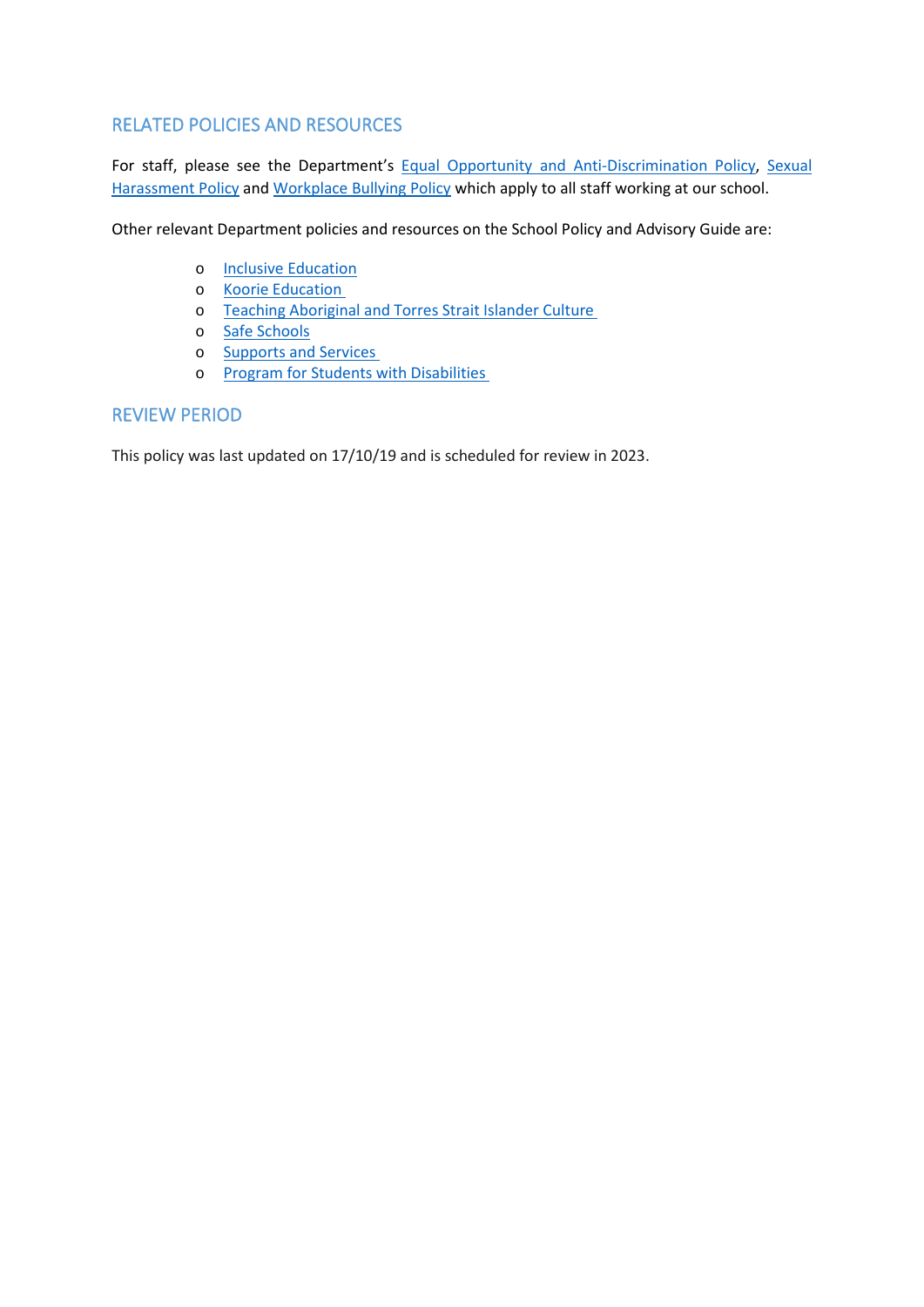## RELATED POLICIES AND RESOURCES

For staff, please see the Department's Equal Opportunity and Anti-Discrimination Policy, Sexual Harassment Policy and Workplace Bullying Policy which apply to all staff working at our school.

Other relevant Department policies and resources on the School Policy and Advisory Guide are:

- Inclusive Education
- Koorie Education
- Teaching Aboriginal and Torres Strait Islander Culture
- Safe Schools
- Supports and Services
- Program for Students with Disabilities

## REVIEW PERIOD

This policy was last updated on 17/10/19 and is scheduled for review in 2023.